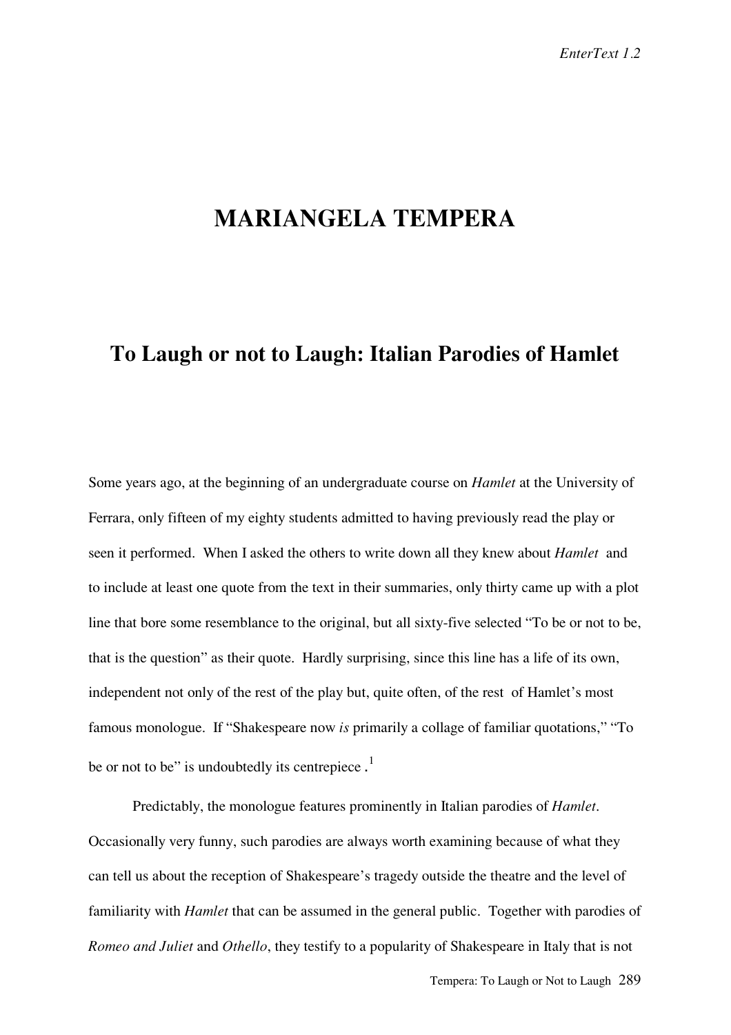# MARIANGELA TEMPERA

## To Laugh or not to Laugh: Italian Parodies of Hamlet

Some years ago, at the beginning of an undergraduate course on *Hamlet* at the University of Ferrara, only fifteen of my eighty students admitted to having previously read the play or seen it performed. When I asked the others to write down all they knew about *Hamlet* and to include at least one quote from the text in their summaries, only thirty came up with a plot line that bore some resemblance to the original, but all sixty-five selected "To be or not to be, that is the question" as their quote. Hardly surprising, since this line has a life of its own, independent not only of the rest of the play but, quite often, of the rest of Hamlet's most famous monologue. If "Shakespeare now *is* primarily a collage of familiar quotations," "To be or not to be" is undoubtedly its centrepiece.[1]

Predictably, the monologue features prominently in Italian parodies of *Hamlet*. Occasionally very funny, such parodies are always worth examining because of what they can tell us about the reception of Shakespeare's tragedy outside the theatre and the level of familiarity with *Hamlet* that can be assumed in the general public. Together with parodies of *Romeo and Juliet* and *Othello*, they testify to a popularity of Shakespeare in Italy that is not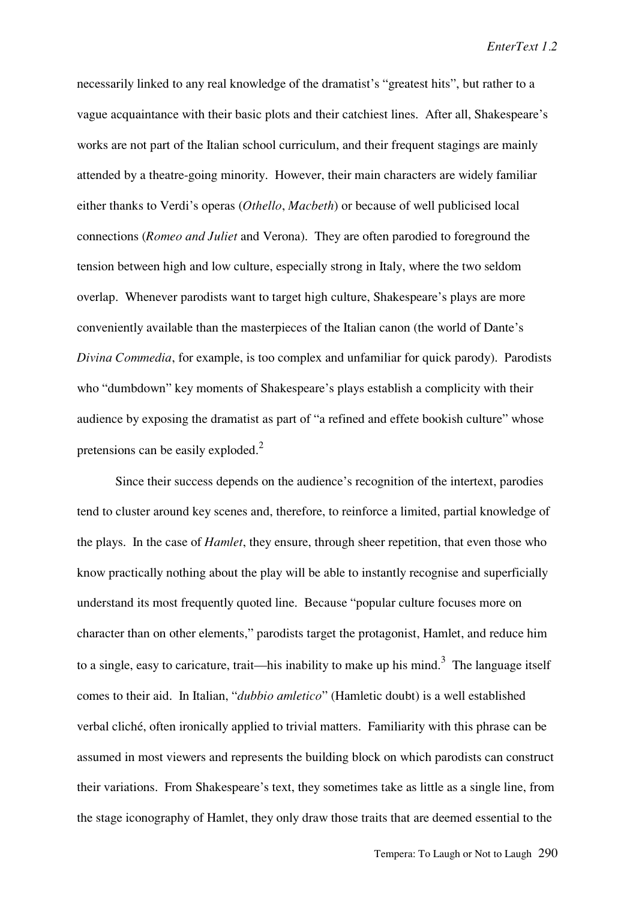necessarily linked to any real knowledge of the dramatist's "greatest hits", but rather to a vague acquaintance with their basic plots and their catchiest lines. After all, Shakespeare's works are not part of the Italian school curriculum, and their frequent stagings are mainly attended by a theatre-going minority. However, their main characters are widely familiar either thanks to Verdi's operas (*Othello*, *Macbeth*) or because of well publicised local connections (*Romeo and Juliet* and Verona). They are often parodied to foreground the tension between high and low culture, especially strong in Italy, where the two seldom overlap. Whenever parodists want to target high culture, Shakespeare's plays are more conveniently available than the masterpieces of the Italian canon (the world of Dante's *Divina Commedia*, for example, is too complex and unfamiliar for quick parody). Parodists who "dumbdown" key moments of Shakespeare's plays establish a complicity with their audience by exposing the dramatist as part of "a refined and effete bookish culture" whose pretensions can be easily exploded.[2]

Since their success depends on the audience's recognition of the intertext, parodies tend to cluster around key scenes and, therefore, to reinforce a limited, partial knowledge of the plays. In the case of *Hamlet*, they ensure, through sheer repetition, that even those who know practically nothing about the play will be able to instantly recognise and superficially understand its most frequently quoted line. Because "popular culture focuses more on character than on other elements," parodists target the protagonist, Hamlet, and reduce him to a single, easy to caricature, trait—his inability to make up his mind.[3] The language itself comes to their aid. In Italian, "*dubbio amletico*" (Hamletic doubt) is a well established verbal cliché, often ironically applied to trivial matters. Familiarity with this phrase can be assumed in most viewers and represents the building block on which parodists can construct their variations. From Shakespeare's text, they sometimes take as little as a single line, from the stage iconography of Hamlet, they only draw those traits that are deemed essential to the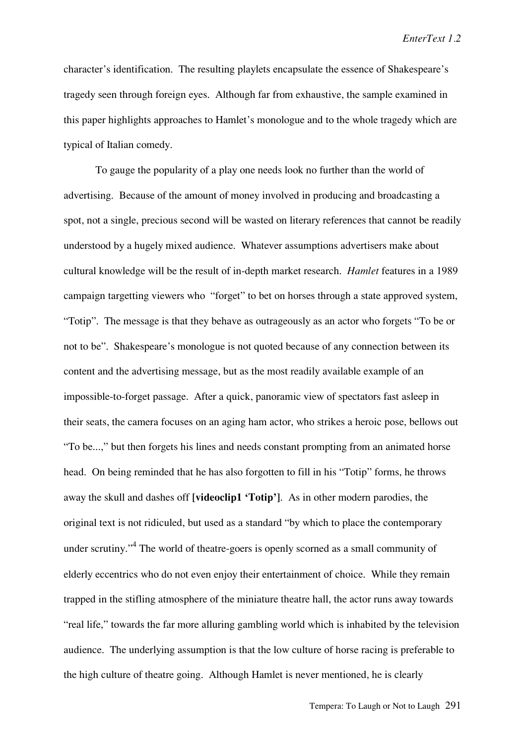character's identification. The resulting playlets encapsulate the essence of Shakespeare's tragedy seen through foreign eyes. Although far from exhaustive, the sample examined in this paper highlights approaches to Hamlet's monologue and to the whole tragedy which are typical of Italian comedy.

To gauge the popularity of a play one needs look no further than the world of advertising. Because of the amount of money involved in producing and broadcasting a spot, not a single, precious second will be wasted on literary references that cannot be readily understood by a hugely mixed audience. Whatever assumptions advertisers make about cultural knowledge will be the result of in-depth market research. *Hamlet* features in a 1989 campaign targetting viewers who "forget" to bet on horses through a state approved system, "Totip". The message is that they behave as outrageously as an actor who forgets "To be or not to be". Shakespeare's monologue is not quoted because of any connection between its content and the advertising message, but as the most readily available example of an impossible-to-forget passage. After a quick, panoramic view of spectators fast asleep in their seats, the camera focuses on an aging ham actor, who strikes a heroic pose, bellows out "To be...," but then forgets his lines and needs constant prompting from an animated horse head. On being reminded that he has also forgotten to fill in his "Totip" forms, he throws away the skull and dashes off **[videoclip1 'Totip']**. As in other modern parodies, the original text is not ridiculed, but used as a standard "by which to place the contemporary under scrutiny."[4] The world of theatre-goers is openly scorned as a small community of elderly eccentrics who do not even enjoy their entertainment of choice. While they remain trapped in the stifling atmosphere of the miniature theatre hall, the actor runs away towards "real life," towards the far more alluring gambling world which is inhabited by the television audience. The underlying assumption is that the low culture of horse racing is preferable to the high culture of theatre going. Although Hamlet is never mentioned, he is clearly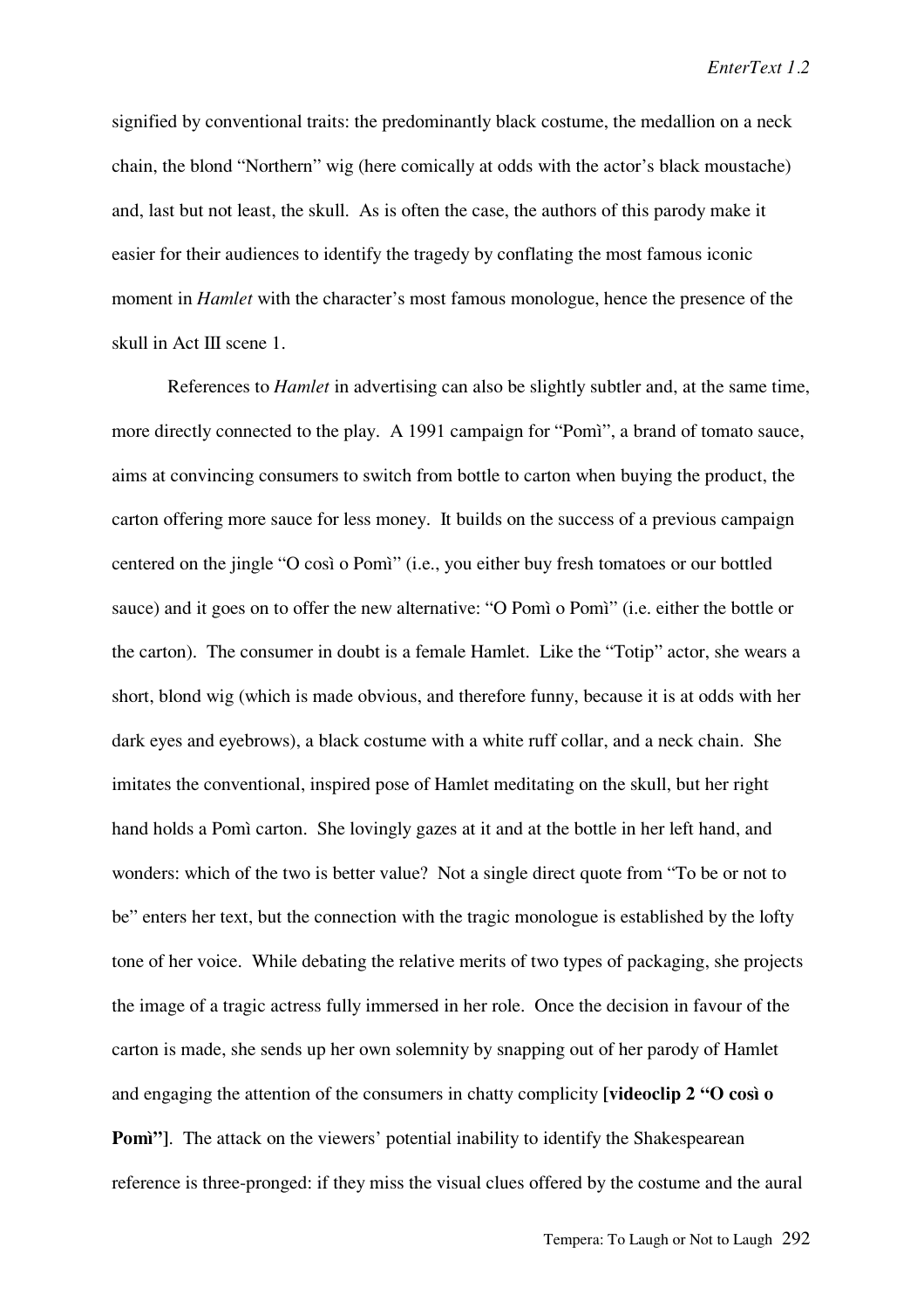signified by conventional traits: the predominantly black costume, the medallion on a neck chain, the blond "Northern" wig (here comically at odds with the actor's black moustache) and, last but not least, the skull. As is often the case, the authors of this parody make it easier for their audiences to identify the tragedy by conflating the most famous iconic moment in *Hamlet* with the character's most famous monologue, hence the presence of the skull in Act III scene 1.

References to *Hamlet* in advertising can also be slightly subtler and, at the same time, more directly connected to the play. A 1991 campaign for "Pomì", a brand of tomato sauce, aims at convincing consumers to switch from bottle to carton when buying the product, the carton offering more sauce for less money. It builds on the success of a previous campaign centered on the jingle "O così o Pomì" (i.e., you either buy fresh tomatoes or our bottled sauce) and it goes on to offer the new alternative: "O Pomì o Pomì" (i.e. either the bottle or the carton). The consumer in doubt is a female Hamlet. Like the "Totip" actor, she wears a short, blond wig (which is made obvious, and therefore funny, because it is at odds with her dark eyes and eyebrows), a black costume with a white ruff collar, and a neck chain. She imitates the conventional, inspired pose of Hamlet meditating on the skull, but her right hand holds a Pomì carton. She lovingly gazes at it and at the bottle in her left hand, and wonders: which of the two is better value? Not a single direct quote from "To be or not to be" enters her text, but the connection with the tragic monologue is established by the lofty tone of her voice. While debating the relative merits of two types of packaging, she projects the image of a tragic actress fully immersed in her role. Once the decision in favour of the carton is made, she sends up her own solemnity by snapping out of her parody of Hamlet and engaging the attention of the consumers in chatty complicity **[videoclip 2 "O così o Pomì"]**. The attack on the viewers' potential inability to identify the Shakespearean reference is three-pronged: if they miss the visual clues offered by the costume and the aural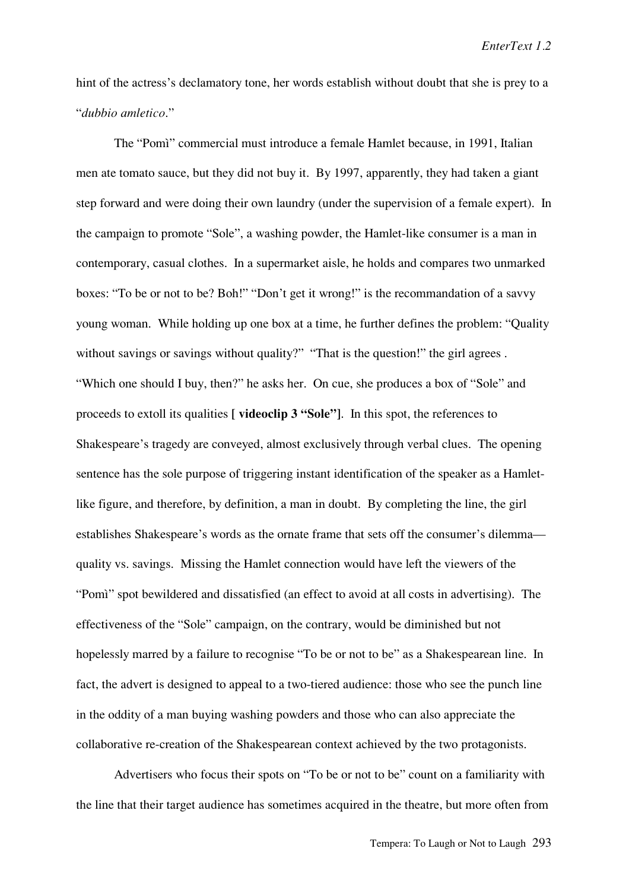hint of the actress's declamatory tone, her words establish without doubt that she is prey to a "*dubbio amletico*."

The "Pomì" commercial must introduce a female Hamlet because, in 1991, Italian men ate tomato sauce, but they did not buy it. By 1997, apparently, they had taken a giant step forward and were doing their own laundry (under the supervision of a female expert). In the campaign to promote "Sole", a washing powder, the Hamlet-like consumer is a man in contemporary, casual clothes. In a supermarket aisle, he holds and compares two unmarked boxes: "To be or not to be? Boh!" "Don't get it wrong!" is the recommandation of a savvy young woman. While holding up one box at a time, he further defines the problem: "Quality without savings or savings without quality?" "That is the question!" the girl agrees . "Which one should I buy, then?" he asks her. On cue, she produces a box of "Sole" and proceeds to extoll its qualities **[ videoclip 3 "Sole"]**. In this spot, the references to Shakespeare's tragedy are conveyed, almost exclusively through verbal clues. The opening sentence has the sole purpose of triggering instant identification of the speaker as a Hamlet-like figure, and therefore, by definition, a man in doubt. By completing the line, the girl establishes Shakespeare's words as the ornate frame that sets off the consumer's dilemma—quality vs. savings. Missing the Hamlet connection would have left the viewers of the "Pomì" spot bewildered and dissatisfied (an effect to avoid at all costs in advertising). The effectiveness of the "Sole" campaign, on the contrary, would be diminished but not hopelessly marred by a failure to recognise "To be or not to be" as a Shakespearean line. In fact, the advert is designed to appeal to a two-tiered audience: those who see the punch line in the oddity of a man buying washing powders and those who can also appreciate the collaborative re-creation of the Shakespearean context achieved by the two protagonists.

Advertisers who focus their spots on "To be or not to be" count on a familiarity with the line that their target audience has sometimes acquired in the theatre, but more often from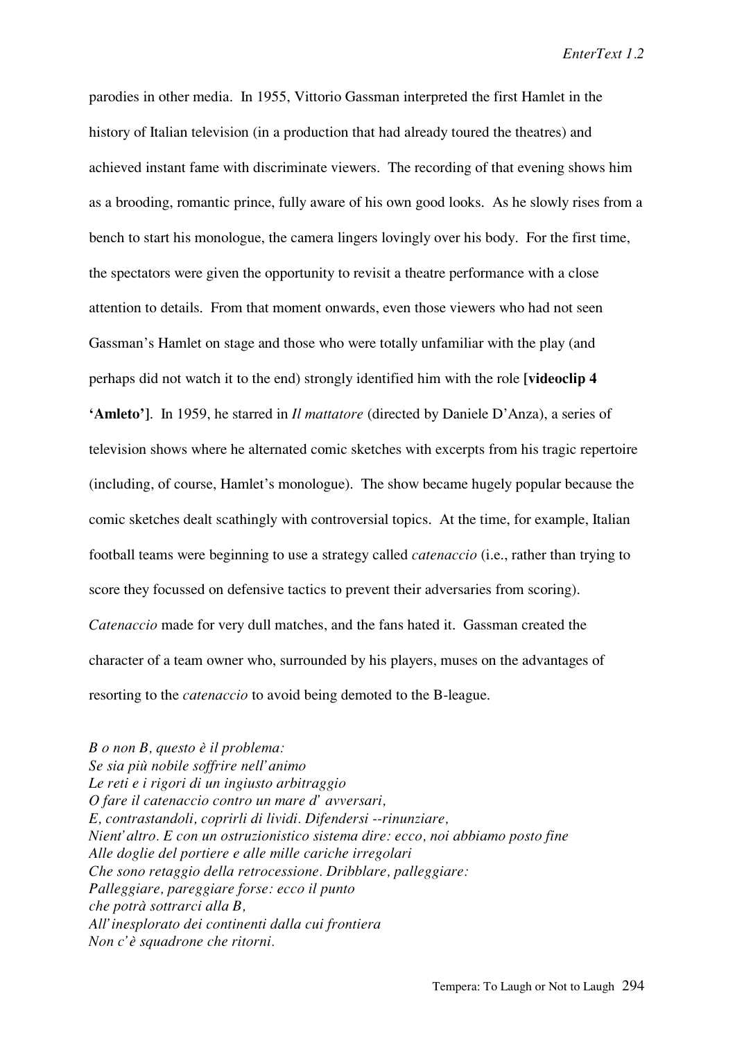parodies in other media. In 1955, Vittorio Gassman interpreted the first Hamlet in the history of Italian television (in a production that had already toured the theatres) and achieved instant fame with discriminate viewers. The recording of that evening shows him as a brooding, romantic prince, fully aware of his own good looks. As he slowly rises from a bench to start his monologue, the camera lingers lovingly over his body. For the first time, the spectators were given the opportunity to revisit a theatre performance with a close attention to details. From that moment onwards, even those viewers who had not seen Gassman's Hamlet on stage and those who were totally unfamiliar with the play (and perhaps did not watch it to the end) strongly identified him with the role **[videoclip 4 'Amleto']**. In 1959, he starred in *Il mattatore* (directed by Daniele D'Anza), a series of television shows where he alternated comic sketches with excerpts from his tragic repertoire (including, of course, Hamlet's monologue). The show became hugely popular because the comic sketches dealt scathingly with controversial topics. At the time, for example, Italian football teams were beginning to use a strategy called *catenaccio* (i.e., rather than trying to score they focussed on defensive tactics to prevent their adversaries from scoring). *Catenaccio* made for very dull matches, and the fans hated it. Gassman created the character of a team owner who, surrounded by his players, muses on the advantages of resorting to the *catenaccio* to avoid being demoted to the B-league.

*B o non B, questo è il problema:*  
*Se sia più nobile soffrire nell'animo*  
*Le reti e i rigori di un ingiusto arbitraggio*  
*O fare il catenaccio contro un mare d' avversari,*  
*E, contrastandoli, coprirli di lividi. Difendersi --rinunziare,*  
*Nient'altro. E con un ostruzionistico sistema dire: ecco, noi abbiamo posto fine*  
*Alle doglie del portiere e alle mille cariche irregolari*  
*Che sono retaggio della retrocessione. Dribblare, palleggiare:*  
*Palleggiare, pareggiare forse: ecco il punto*  
*che potrà sottrarci alla B,*  
*All'inesplorato dei continenti dalla cui frontiera*  
*Non c'è squadrone che ritorni.*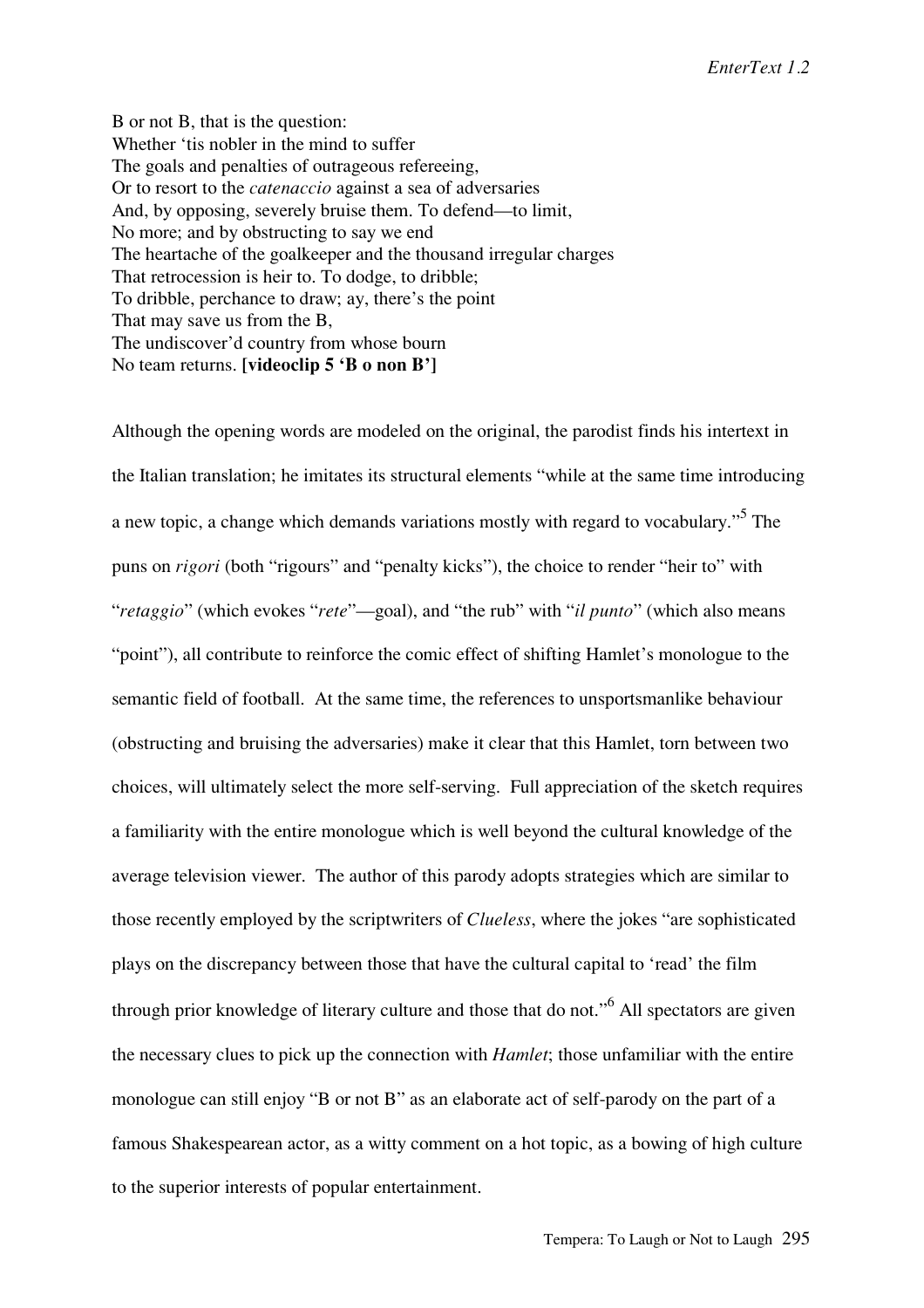B or not B, that is the question:  
Whether 'tis nobler in the mind to suffer  
The goals and penalties of outrageous refereeing,  
Or to resort to the *catenaccio* against a sea of adversaries  
And, by opposing, severely bruise them. To defend—to limit,  
No more; and by obstructing to say we end  
The heartache of the goalkeeper and the thousand irregular charges  
That retrocession is heir to. To dodge, to dribble;  
To dribble, perchance to draw; ay, there's the point  
That may save us from the B,  
The undiscover'd country from whose bourn  
No team returns. **[videoclip 5 'B o non B']**

Although the opening words are modeled on the original, the parodist finds his intertext in the Italian translation; he imitates its structural elements "while at the same time introducing a new topic, a change which demands variations mostly with regard to vocabulary."[5] The puns on *rigori* (both "rigours" and "penalty kicks"), the choice to render "heir to" with "*retaggio*" (which evokes "*rete*"—goal), and "the rub" with "*il punto*" (which also means "point"), all contribute to reinforce the comic effect of shifting Hamlet's monologue to the semantic field of football. At the same time, the references to unsportsmanlike behaviour (obstructing and bruising the adversaries) make it clear that this Hamlet, torn between two choices, will ultimately select the more self-serving. Full appreciation of the sketch requires a familiarity with the entire monologue which is well beyond the cultural knowledge of the average television viewer. The author of this parody adopts strategies which are similar to those recently employed by the scriptwriters of *Clueless*, where the jokes "are sophisticated plays on the discrepancy between those that have the cultural capital to 'read' the film through prior knowledge of literary culture and those that do not."[6] All spectators are given the necessary clues to pick up the connection with *Hamlet*; those unfamiliar with the entire monologue can still enjoy "B or not B" as an elaborate act of self-parody on the part of a famous Shakespearean actor, as a witty comment on a hot topic, as a bowing of high culture to the superior interests of popular entertainment.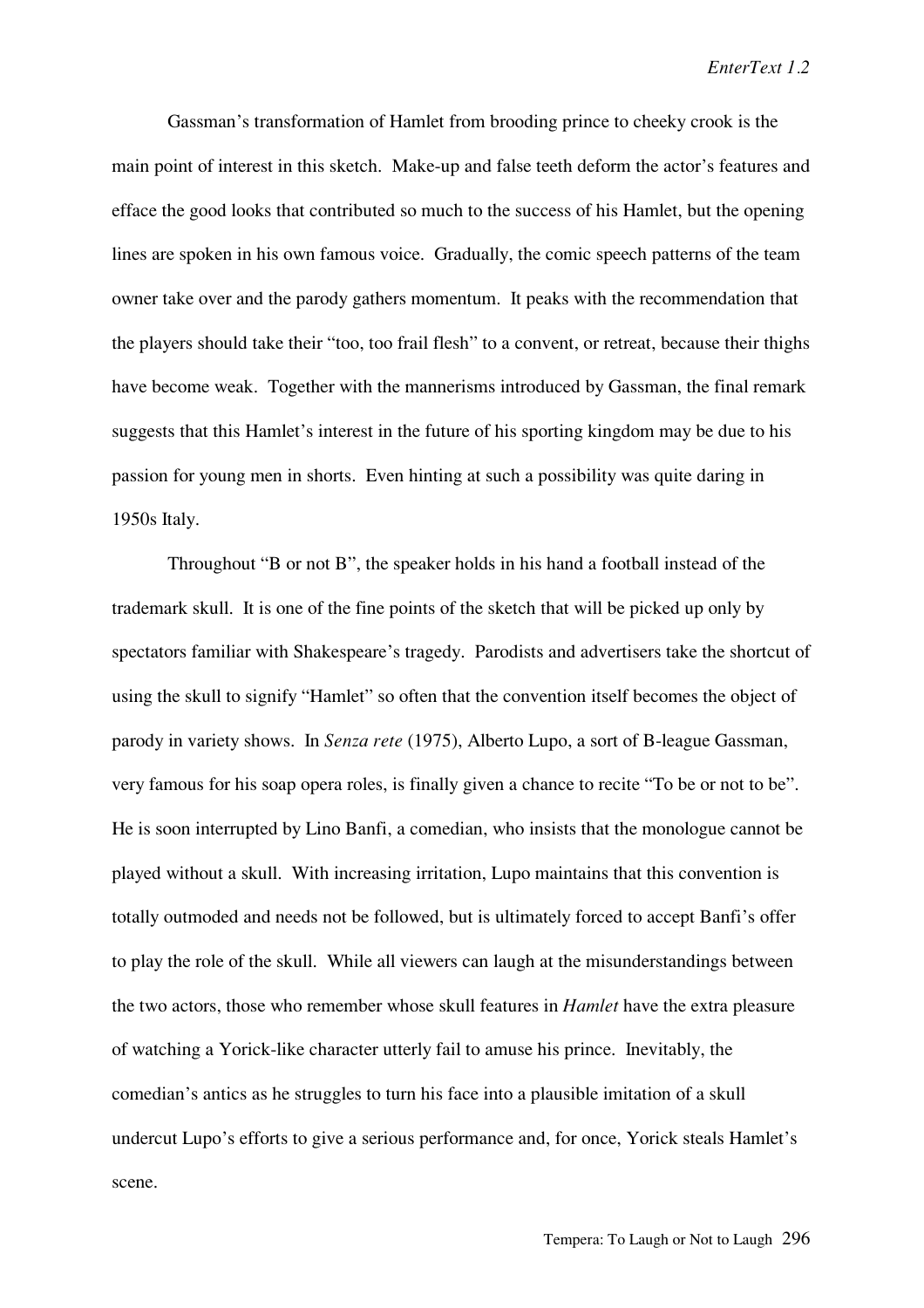Gassman's transformation of Hamlet from brooding prince to cheeky crook is the main point of interest in this sketch. Make-up and false teeth deform the actor's features and efface the good looks that contributed so much to the success of his Hamlet, but the opening lines are spoken in his own famous voice. Gradually, the comic speech patterns of the team owner take over and the parody gathers momentum. It peaks with the recommendation that the players should take their "too, too frail flesh" to a convent, or retreat, because their thighs have become weak. Together with the mannerisms introduced by Gassman, the final remark suggests that this Hamlet's interest in the future of his sporting kingdom may be due to his passion for young men in shorts. Even hinting at such a possibility was quite daring in 1950s Italy.

Throughout "B or not B", the speaker holds in his hand a football instead of the trademark skull. It is one of the fine points of the sketch that will be picked up only by spectators familiar with Shakespeare's tragedy. Parodists and advertisers take the shortcut of using the skull to signify "Hamlet" so often that the convention itself becomes the object of parody in variety shows. In *Senza rete* (1975), Alberto Lupo, a sort of B-league Gassman, very famous for his soap opera roles, is finally given a chance to recite "To be or not to be". He is soon interrupted by Lino Banfi, a comedian, who insists that the monologue cannot be played without a skull. With increasing irritation, Lupo maintains that this convention is totally outmoded and needs not be followed, but is ultimately forced to accept Banfi's offer to play the role of the skull. While all viewers can laugh at the misunderstandings between the two actors, those who remember whose skull features in *Hamlet* have the extra pleasure of watching a Yorick-like character utterly fail to amuse his prince. Inevitably, the comedian's antics as he struggles to turn his face into a plausible imitation of a skull undercut Lupo's efforts to give a serious performance and, for once, Yorick steals Hamlet's scene.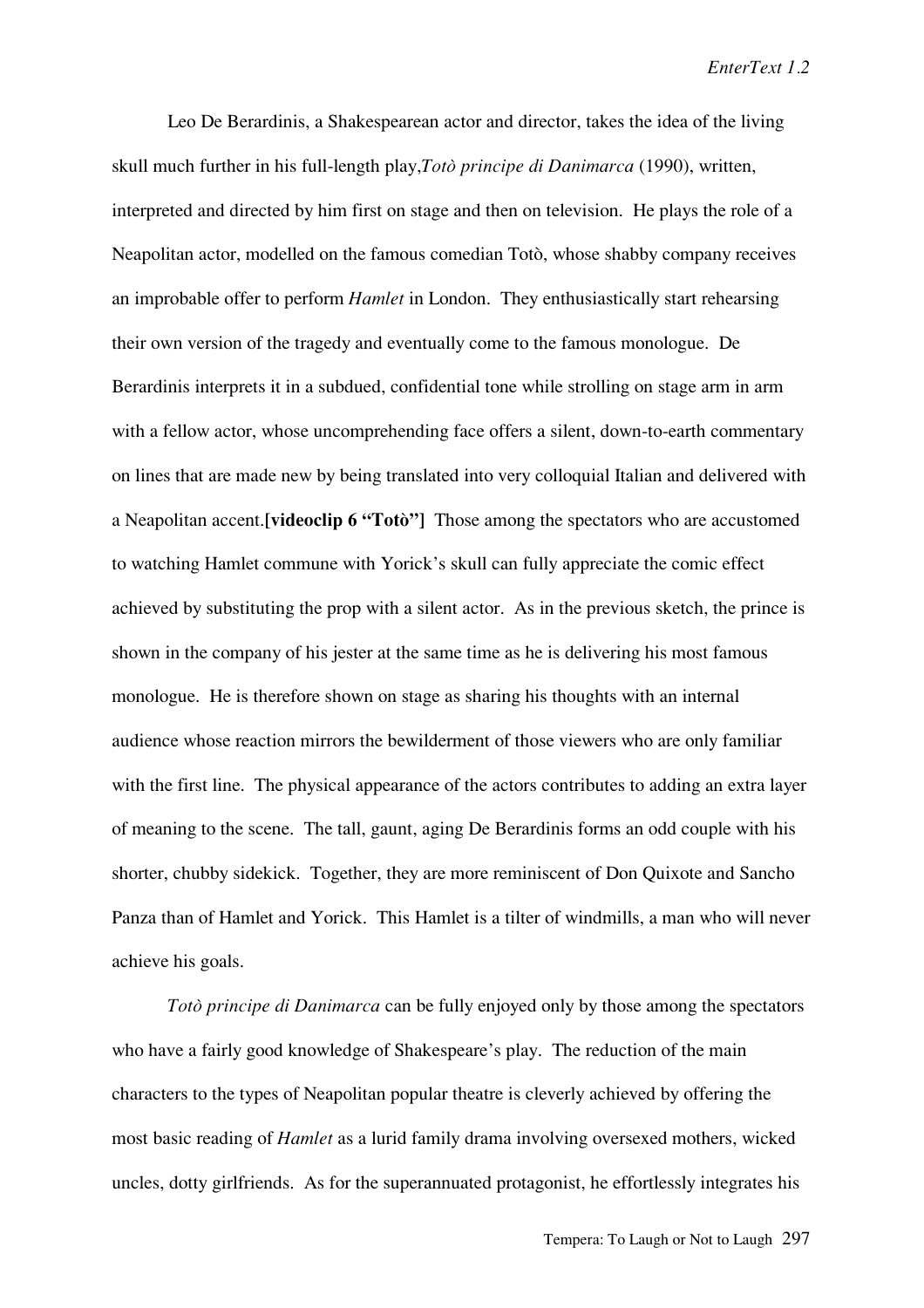Leo De Berardinis, a Shakespearean actor and director, takes the idea of the living skull much further in his full-length play, *Totò principe di Danimarca* (1990), written, interpreted and directed by him first on stage and then on television. He plays the role of a Neapolitan actor, modelled on the famous comedian Totò, whose shabby company receives an improbable offer to perform *Hamlet* in London. They enthusiastically start rehearsing their own version of the tragedy and eventually come to the famous monologue. De Berardinis interprets it in a subdued, confidential tone while strolling on stage arm in arm with a fellow actor, whose uncomprehending face offers a silent, down-to-earth commentary on lines that are made new by being translated into very colloquial Italian and delivered with a Neapolitan accent.**[videoclip 6 "Totò"]** Those among the spectators who are accustomed to watching Hamlet commune with Yorick's skull can fully appreciate the comic effect achieved by substituting the prop with a silent actor. As in the previous sketch, the prince is shown in the company of his jester at the same time as he is delivering his most famous monologue. He is therefore shown on stage as sharing his thoughts with an internal audience whose reaction mirrors the bewilderment of those viewers who are only familiar with the first line. The physical appearance of the actors contributes to adding an extra layer of meaning to the scene. The tall, gaunt, aging De Berardinis forms an odd couple with his shorter, chubby sidekick. Together, they are more reminiscent of Don Quixote and Sancho Panza than of Hamlet and Yorick. This Hamlet is a tilter of windmills, a man who will never achieve his goals.

*Totò principe di Danimarca* can be fully enjoyed only by those among the spectators who have a fairly good knowledge of Shakespeare's play. The reduction of the main characters to the types of Neapolitan popular theatre is cleverly achieved by offering the most basic reading of *Hamlet* as a lurid family drama involving oversexed mothers, wicked uncles, dotty girlfriends. As for the superannuated protagonist, he effortlessly integrates his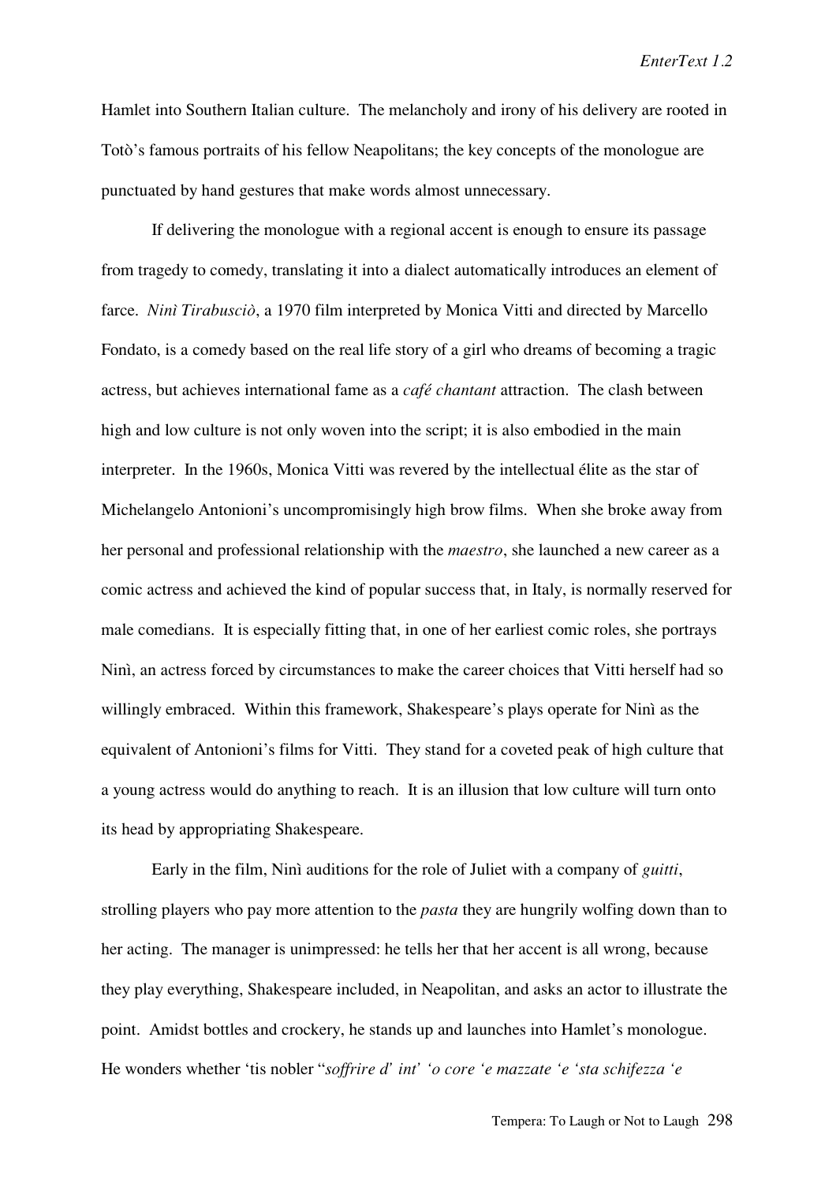Hamlet into Southern Italian culture. The melancholy and irony of his delivery are rooted in Totò's famous portraits of his fellow Neapolitans; the key concepts of the monologue are punctuated by hand gestures that make words almost unnecessary.

If delivering the monologue with a regional accent is enough to ensure its passage from tragedy to comedy, translating it into a dialect automatically introduces an element of farce. *Ninì Tirabusciò*, a 1970 film interpreted by Monica Vitti and directed by Marcello Fondato, is a comedy based on the real life story of a girl who dreams of becoming a tragic actress, but achieves international fame as a *café chantant* attraction. The clash between high and low culture is not only woven into the script; it is also embodied in the main interpreter. In the 1960s, Monica Vitti was revered by the intellectual élite as the star of Michelangelo Antonioni's uncompromisingly high brow films. When she broke away from her personal and professional relationship with the *maestro*, she launched a new career as a comic actress and achieved the kind of popular success that, in Italy, is normally reserved for male comedians. It is especially fitting that, in one of her earliest comic roles, she portrays Ninì, an actress forced by circumstances to make the career choices that Vitti herself had so willingly embraced. Within this framework, Shakespeare's plays operate for Ninì as the equivalent of Antonioni's films for Vitti. They stand for a coveted peak of high culture that a young actress would do anything to reach. It is an illusion that low culture will turn onto its head by appropriating Shakespeare.

Early in the film, Ninì auditions for the role of Juliet with a company of *guitti*, strolling players who pay more attention to the *pasta* they are hungrily wolfing down than to her acting. The manager is unimpressed: he tells her that her accent is all wrong, because they play everything, Shakespeare included, in Neapolitan, and asks an actor to illustrate the point. Amidst bottles and crockery, he stands up and launches into Hamlet's monologue. He wonders whether 'tis nobler "*soffrire d' int' 'o core 'e mazzate 'e 'sta schifezza 'e*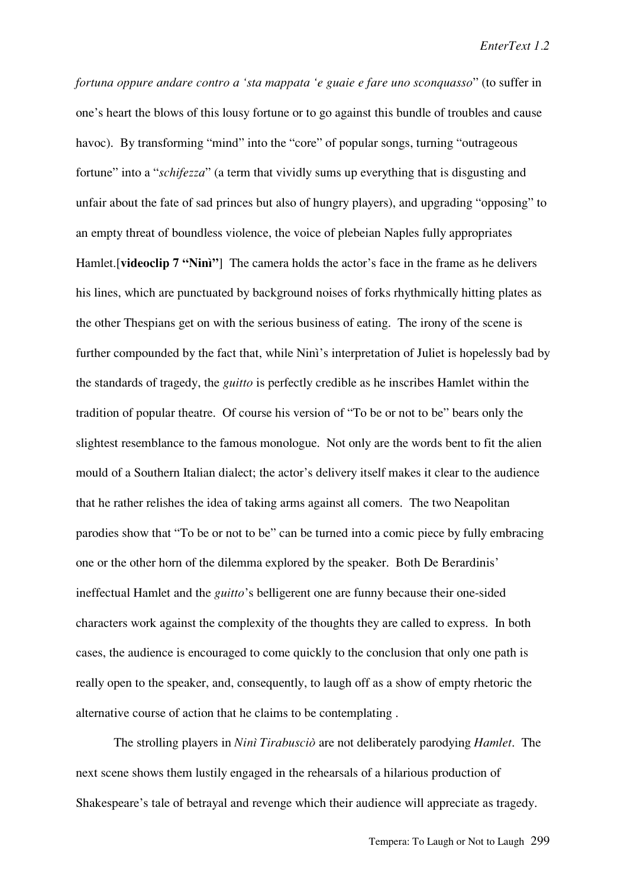*fortuna oppure andare contro a 'sta mappata 'e guaie e fare uno sconquasso*" (to suffer in one's heart the blows of this lousy fortune or to go against this bundle of troubles and cause havoc). By transforming "mind" into the "core" of popular songs, turning "outrageous fortune" into a "*schifezza*" (a term that vividly sums up everything that is disgusting and unfair about the fate of sad princes but also of hungry players), and upgrading "opposing" to an empty threat of boundless violence, the voice of plebeian Naples fully appropriates Hamlet.[**videoclip 7 "Ninì"**] The camera holds the actor's face in the frame as he delivers his lines, which are punctuated by background noises of forks rhythmically hitting plates as the other Thespians get on with the serious business of eating. The irony of the scene is further compounded by the fact that, while Ninì's interpretation of Juliet is hopelessly bad by the standards of tragedy, the *guitto* is perfectly credible as he inscribes Hamlet within the tradition of popular theatre. Of course his version of "To be or not to be" bears only the slightest resemblance to the famous monologue. Not only are the words bent to fit the alien mould of a Southern Italian dialect; the actor's delivery itself makes it clear to the audience that he rather relishes the idea of taking arms against all comers. The two Neapolitan parodies show that "To be or not to be" can be turned into a comic piece by fully embracing one or the other horn of the dilemma explored by the speaker. Both De Berardinis' ineffectual Hamlet and the *guitto*'s belligerent one are funny because their one-sided characters work against the complexity of the thoughts they are called to express. In both cases, the audience is encouraged to come quickly to the conclusion that only one path is really open to the speaker, and, consequently, to laugh off as a show of empty rhetoric the alternative course of action that he claims to be contemplating .

The strolling players in *Ninì Tirabusciò* are not deliberately parodying *Hamlet*. The next scene shows them lustily engaged in the rehearsals of a hilarious production of Shakespeare's tale of betrayal and revenge which their audience will appreciate as tragedy.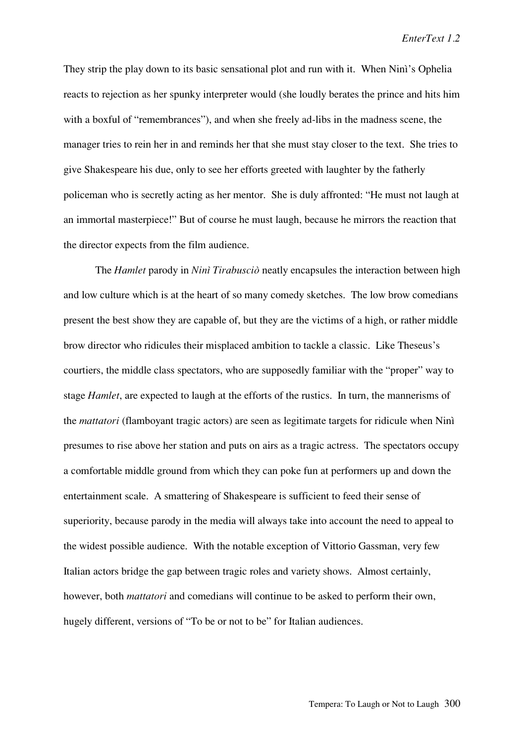They strip the play down to its basic sensational plot and run with it. When Ninì's Ophelia reacts to rejection as her spunky interpreter would (she loudly berates the prince and hits him with a boxful of "remembrances"), and when she freely ad-libs in the madness scene, the manager tries to rein her in and reminds her that she must stay closer to the text. She tries to give Shakespeare his due, only to see her efforts greeted with laughter by the fatherly policeman who is secretly acting as her mentor. She is duly affronted: "He must not laugh at an immortal masterpiece!" But of course he must laugh, because he mirrors the reaction that the director expects from the film audience.

The *Hamlet* parody in *Ninì Tirabusciò* neatly encapsules the interaction between high and low culture which is at the heart of so many comedy sketches. The low brow comedians present the best show they are capable of, but they are the victims of a high, or rather middle brow director who ridicules their misplaced ambition to tackle a classic. Like Theseus's courtiers, the middle class spectators, who are supposedly familiar with the "proper" way to stage *Hamlet*, are expected to laugh at the efforts of the rustics. In turn, the mannerisms of the *mattatori* (flamboyant tragic actors) are seen as legitimate targets for ridicule when Ninì presumes to rise above her station and puts on airs as a tragic actress. The spectators occupy a comfortable middle ground from which they can poke fun at performers up and down the entertainment scale. A smattering of Shakespeare is sufficient to feed their sense of superiority, because parody in the media will always take into account the need to appeal to the widest possible audience. With the notable exception of Vittorio Gassman, very few Italian actors bridge the gap between tragic roles and variety shows. Almost certainly, however, both *mattatori* and comedians will continue to be asked to perform their own, hugely different, versions of "To be or not to be" for Italian audiences.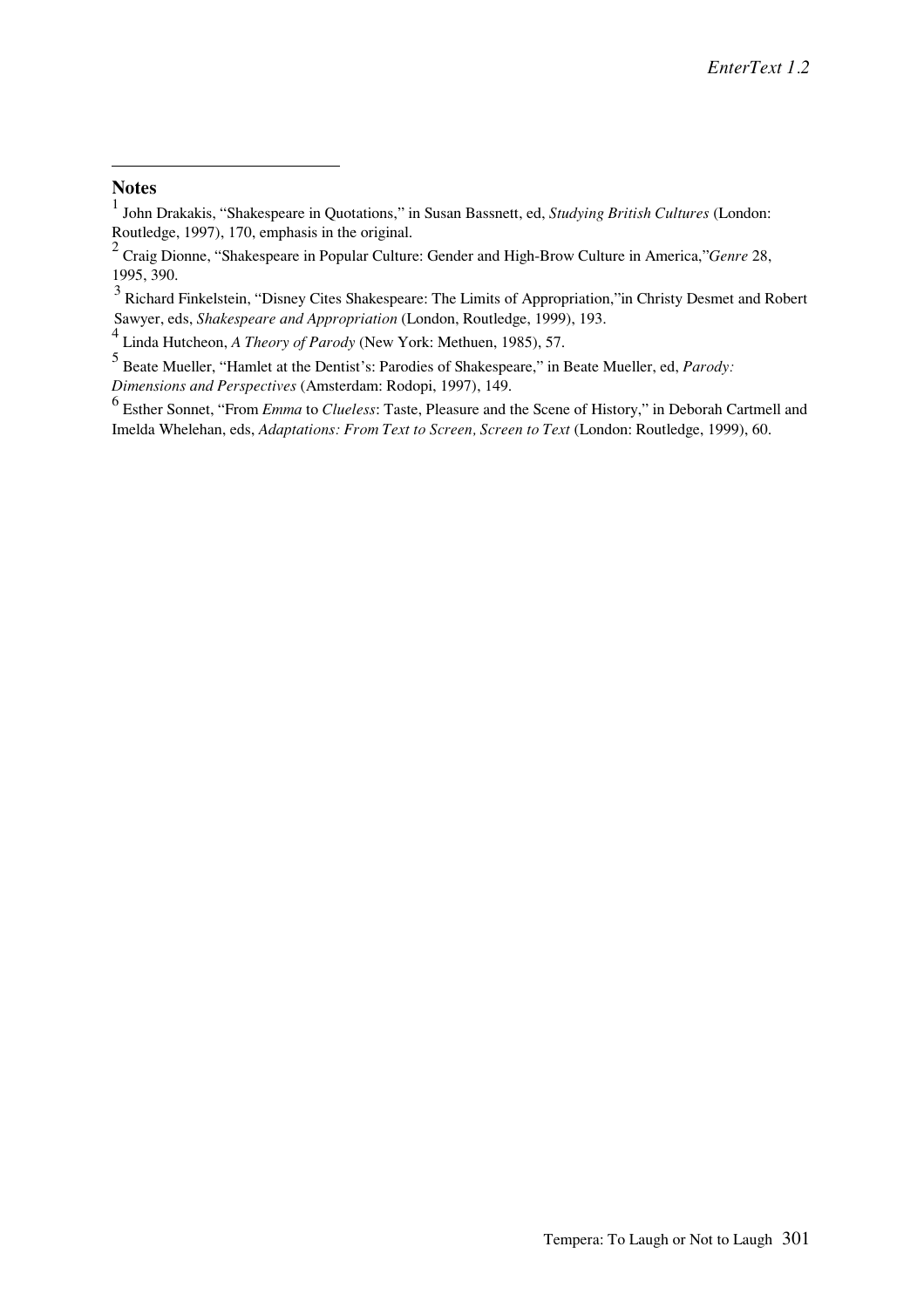## Notes

[1] John Drakakis, "Shakespeare in Quotations," in Susan Bassnett, ed, *Studying British Cultures* (London: Routledge, 1997), 170, emphasis in the original.

[2] Craig Dionne, "Shakespeare in Popular Culture: Gender and High-Brow Culture in America,"*Genre* 28, 1995, 390.

[3] Richard Finkelstein, "Disney Cites Shakespeare: The Limits of Appropriation,"in Christy Desmet and Robert Sawyer, eds, *Shakespeare and Appropriation* (London, Routledge, 1999), 193.

[4] Linda Hutcheon, *A Theory of Parody* (New York: Methuen, 1985), 57.

[5] Beate Mueller, "Hamlet at the Dentist's: Parodies of Shakespeare," in Beate Mueller, ed, *Parody: Dimensions and Perspectives* (Amsterdam: Rodopi, 1997), 149.

[6] Esther Sonnet, "From *Emma* to *Clueless*: Taste, Pleasure and the Scene of History," in Deborah Cartmell and Imelda Whelehan, eds, *Adaptations: From Text to Screen, Screen to Text* (London: Routledge, 1999), 60.